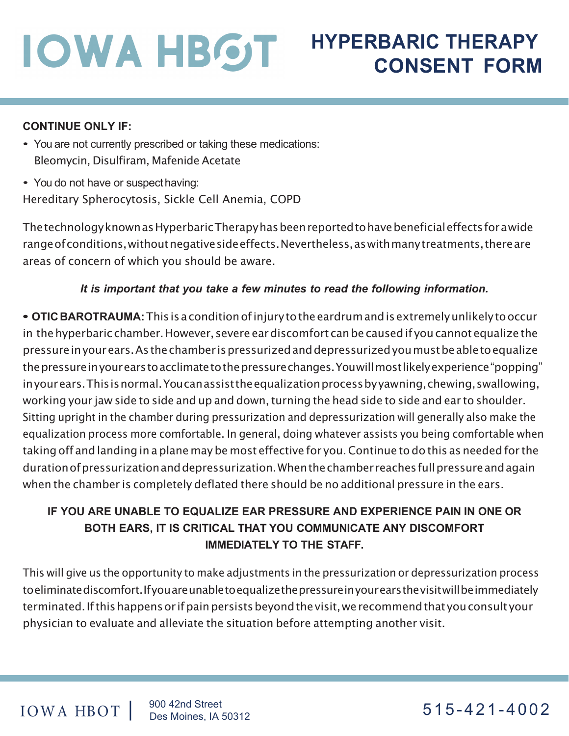# IOWA HBOT

# HYPERBARIC THERAPY CONSENT FORM

**CONTINUE ONLY IF:**

- You are not currently prescribed or taking these medications: Bleomycin, Disulfiram, Mafenide Acetate
- You do not have or suspect having: Hereditary Spherocytosis, Sickle Cell Anemia, COPD

The technology known as Hyperbaric Therapy has been reported to have beneficial effects for a wide range of conditions, without negative side effects. Nevertheless, as with many treatments, there are areas of concern of which you should be aware.

***It is important that you take a few minutes to read the following information.***

- **OTIC BAROTRAUMA:** This is a condition of injury to the eardrum and is extremely unlikely to occur in the hyperbaric chamber. However, severe ear discomfort can be caused if you cannot equalize the pressure in your ears. As the chamber is pressurized and depressurized you must be able to equalize the pressure in your ears to acclimate to the pressure changes. You will most likely experience "popping" in your ears. This is normal. You can assist the equalization process by yawning, chewing, swallowing, working your jaw side to side and up and down, turning the head side to side and ear to shoulder. Sitting upright in the chamber during pressurization and depressurization will generally also make the equalization process more comfortable. In general, doing whatever assists you being comfortable when taking off and landing in a plane may be most effective for you. Continue to do this as needed for the duration of pressurization and depressurization. When the chamber reaches full pressure and again when the chamber is completely deflated there should be no additional pressure in the ears.

**IF YOU ARE UNABLE TO EQUALIZE EAR PRESSURE AND EXPERIENCE PAIN IN ONE OR BOTH EARS, IT IS CRITICAL THAT YOU COMMUNICATE ANY DISCOMFORT IMMEDIATELY TO THE STAFF.**

This will give us the opportunity to make adjustments in the pressurization or depressurization process to eliminate discomfort. If you are unable to equalize the pressure in your ears the visit will be immediately terminated. If this happens or if pain persists beyond the visit, we recommend that you consult your physician to evaluate and alleviate the situation before attempting another visit.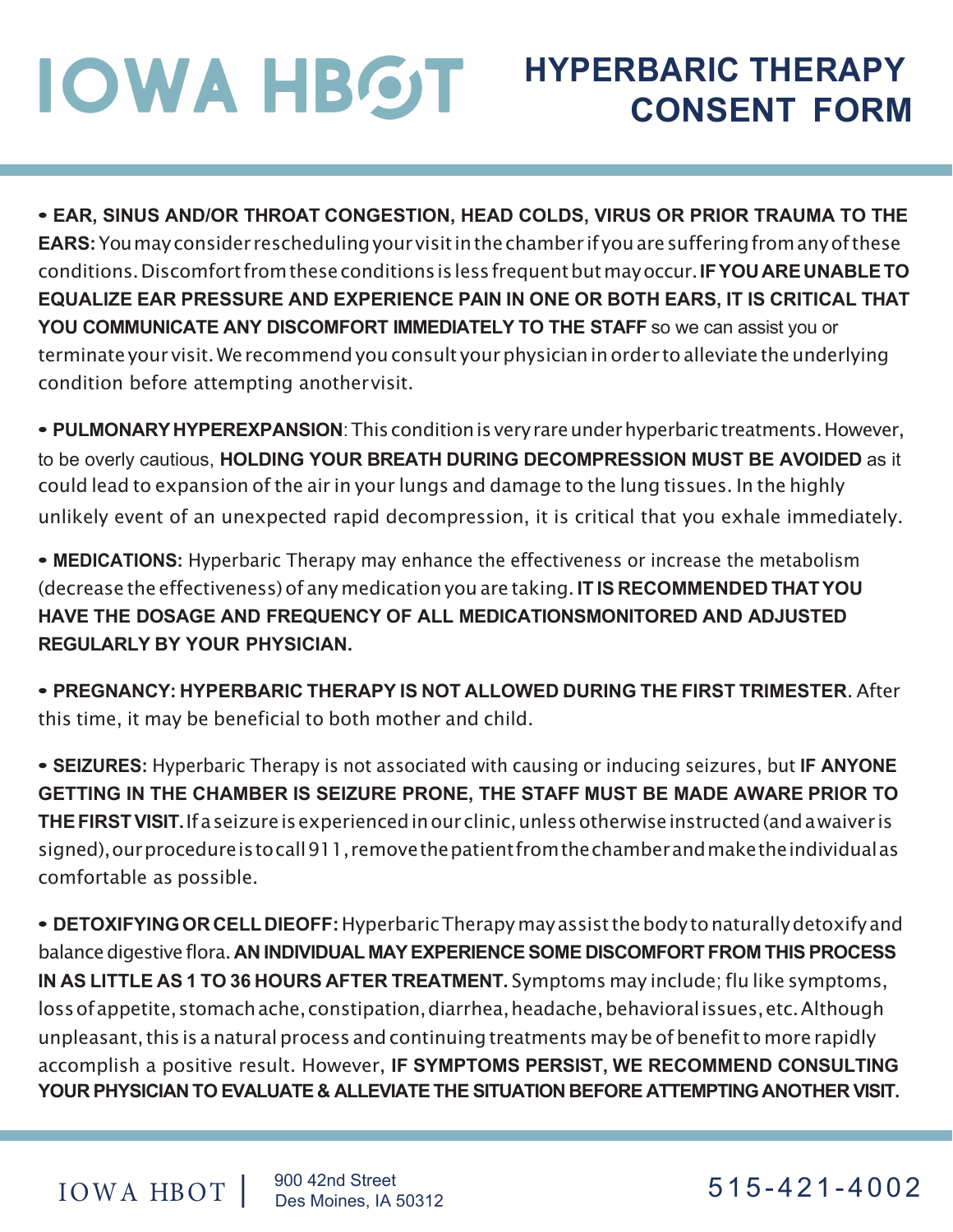# IOWA HBOT

## HYPERBARIC THERAPY CONSENT FORM

- **EAR, SINUS AND/OR THROAT CONGESTION, HEAD COLDS, VIRUS OR PRIOR TRAUMA TO THE EARS:** You may consider rescheduling your visit in the chamber if you are suffering from any of these conditions. Discomfort from these conditions is less frequent but may occur. **IF YOU ARE UNABLE TO EQUALIZE EAR PRESSURE AND EXPERIENCE PAIN IN ONE OR BOTH EARS, IT IS CRITICAL THAT YOU COMMUNICATE ANY DISCOMFORT IMMEDIATELY TO THE STAFF** so we can assist you or terminate your visit. We recommend you consult your physician in order to alleviate the underlying condition before attempting another visit.

- **PULMONARY HYPEREXPANSION**: This condition is very rare under hyperbaric treatments. However, to be overly cautious, **HOLDING YOUR BREATH DURING DECOMPRESSION MUST BE AVOIDED** as it could lead to expansion of the air in your lungs and damage to the lung tissues. In the highly unlikely event of an unexpected rapid decompression, it is critical that you exhale immediately.

- **MEDICATIONS:** Hyperbaric Therapy may enhance the effectiveness or increase the metabolism (decrease the effectiveness) of any medication you are taking. **IT IS RECOMMENDED THAT YOU HAVE THE DOSAGE AND FREQUENCY OF ALL MEDICATIONSMONITORED AND ADJUSTED REGULARLY BY YOUR PHYSICIAN.**

- **PREGNANCY: HYPERBARIC THERAPY IS NOT ALLOWED DURING THE FIRST TRIMESTER**. After this time, it may be beneficial to both mother and child.

- **SEIZURES:** Hyperbaric Therapy is not associated with causing or inducing seizures, but **IF ANYONE GETTING IN THE CHAMBER IS SEIZURE PRONE, THE STAFF MUST BE MADE AWARE PRIOR TO THE FIRST VISIT.** If a seizure is experienced in our clinic, unless otherwise instructed (and a waiver is signed), our procedure is to call 911, remove the patient from the chamber and make the individual as comfortable as possible.

- **DETOXIFYING OR CELL DIEOFF:** Hyperbaric Therapy may assist the body to naturally detoxify and balance digestive flora. **AN INDIVIDUAL MAY EXPERIENCE SOME DISCOMFORT FROM THIS PROCESS IN AS LITTLE AS 1 TO 36 HOURS AFTER TREATMENT.** Symptoms may include; flu like symptoms, loss of appetite, stomach ache, constipation, diarrhea, headache, behavioral issues, etc. Although unpleasant, this is a natural process and continuing treatments may be of benefit to more rapidly accomplish a positive result. However, **IF SYMPTOMS PERSIST, WE RECOMMEND CONSULTING YOUR PHYSICIAN TO EVALUATE & ALLEVIATE THE SITUATION BEFORE ATTEMPTING ANOTHER VISIT.**

IOWA HBOT | 900 42nd Street
Des Moines, IA 50312

515-421-4002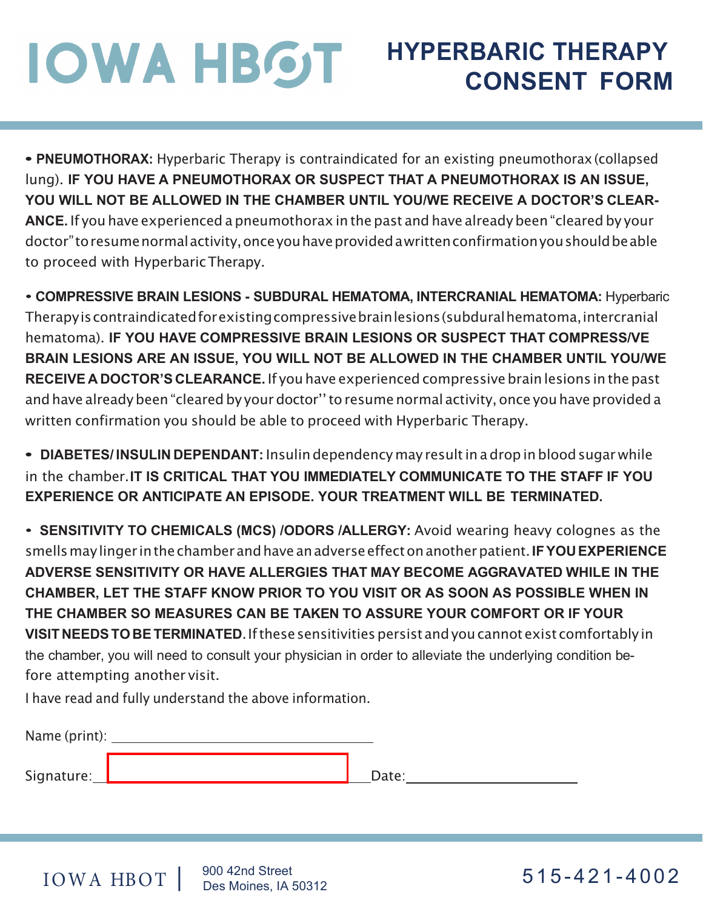# IOWA HBOT

## HYPERBARIC THERAPY CONSENT FORM

- **PNEUMOTHORAX:** Hyperbaric Therapy is contraindicated for an existing pneumothorax (collapsed lung). **IF YOU HAVE A PNEUMOTHORAX OR SUSPECT THAT A PNEUMOTHORAX IS AN ISSUE, YOU WILL NOT BE ALLOWED IN THE CHAMBER UNTIL YOU/WE RECEIVE A DOCTOR'S CLEARANCE.** If you have experienced a pneumothorax in the past and have already been "cleared by your doctor" to resume normal activity, once you have provided a written confirmation you should be able to proceed with Hyperbaric Therapy.

- **COMPRESSIVE BRAIN LESIONS - SUBDURAL HEMATOMA, INTERCRANIAL HEMATOMA:** Hyperbaric Therapy is contraindicated for existing compressive brain lesions (subdural hematoma, intercranial hematoma). **IF YOU HAVE COMPRESSIVE BRAIN LESIONS OR SUSPECT THAT COMPRESSIVE BRAIN LESIONS ARE AN ISSUE, YOU WILL NOT BE ALLOWED IN THE CHAMBER UNTIL YOU/WE RECEIVE A DOCTOR'S CLEARANCE.** If you have experienced compressive brain lesions in the past and have already been "cleared by your doctor'' to resume normal activity, once you have provided a written confirmation you should be able to proceed with Hyperbaric Therapy.

- **DIABETES/ INSULIN DEPENDANT:** Insulin dependency may result in a drop in blood sugar while in the chamber. **IT IS CRITICAL THAT YOU IMMEDIATELY COMMUNICATE TO THE STAFF IF YOU EXPERIENCE OR ANTICIPATE AN EPISODE. YOUR TREATMENT WILL BE TERMINATED.**

- **SENSITIVITY TO CHEMICALS (MCS) /ODORS /ALLERGY:** Avoid wearing heavy colognes as the smells may linger in the chamber and have an adverse effect on another patient. **IF YOU EXPERIENCE ADVERSE SENSITIVITY OR HAVE ALLERGIES THAT MAY BECOME AGGRAVATED WHILE IN THE CHAMBER, LET THE STAFF KNOW PRIOR TO YOU VISIT OR AS SOON AS POSSIBLE WHEN IN THE CHAMBER SO MEASURES CAN BE TAKEN TO ASSURE YOUR COMFORT OR IF YOUR VISIT NEEDS TO BE TERMINATED.** If these sensitivities persist and you cannot exist comfortably in the chamber, you will need to consult your physician in order to alleviate the underlying condition before attempting another visit.

I have read and fully understand the above information.

Name (print): ______________________________

Signature: ______________________________ Date: ____________________

IOWA HBOT | 900 42nd Street
Des Moines, IA 50312

515-421-4002